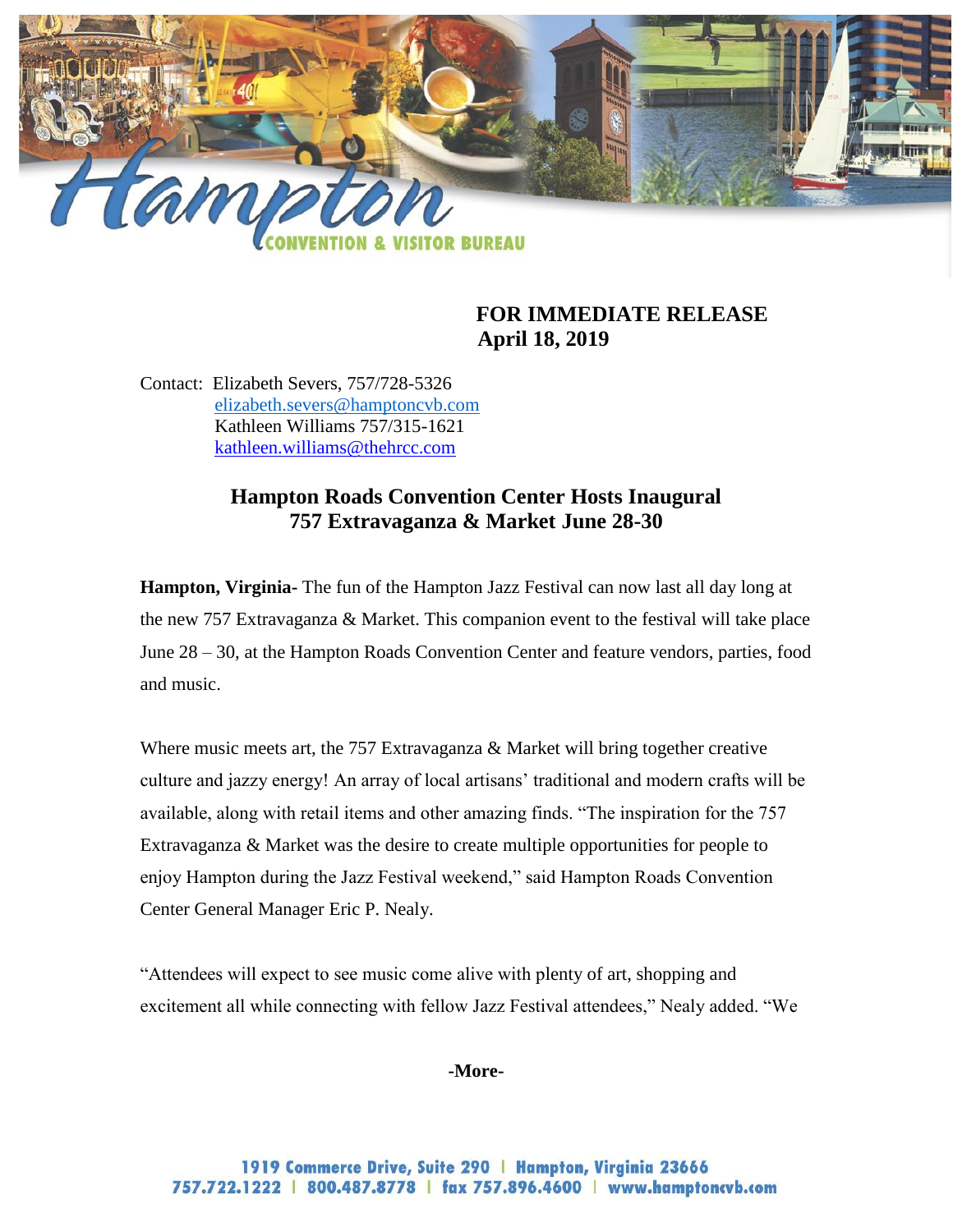**FOR IMMEDIATE RELEASE**
**April 18, 2019**

Contact: Elizabeth Severs, 757/728-5326
elizabeth.severs@hamptoncvb.com
Kathleen Williams 757/315-1621
kathleen.williams@thehrcc.com

## Hampton Roads Convention Center Hosts Inaugural 757 Extravaganza & Market June 28-30

**Hampton, Virginia**- The fun of the Hampton Jazz Festival can now last all day long at the new 757 Extravaganza & Market. This companion event to the festival will take place June 28 – 30, at the Hampton Roads Convention Center and feature vendors, parties, food and music.

Where music meets art, the 757 Extravaganza & Market will bring together creative culture and jazzy energy! An array of local artisans' traditional and modern crafts will be available, along with retail items and other amazing finds. "The inspiration for the 757 Extravaganza & Market was the desire to create multiple opportunities for people to enjoy Hampton during the Jazz Festival weekend," said Hampton Roads Convention Center General Manager Eric P. Nealy.

"Attendees will expect to see music come alive with plenty of art, shopping and excitement all while connecting with fellow Jazz Festival attendees," Nealy added. "We

**-More-**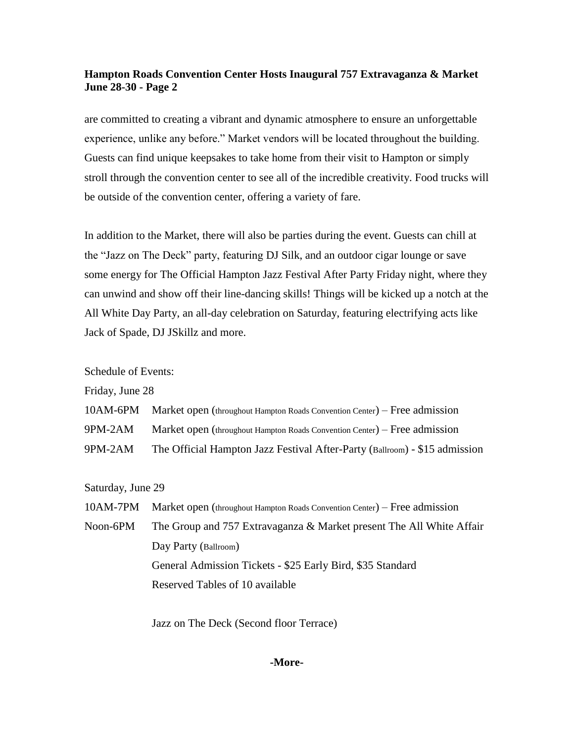are committed to creating a vibrant and dynamic atmosphere to ensure an unforgettable experience, unlike any before." Market vendors will be located throughout the building. Guests can find unique keepsakes to take home from their visit to Hampton or simply stroll through the convention center to see all of the incredible creativity. Food trucks will be outside of the convention center, offering a variety of fare.

In addition to the Market, there will also be parties during the event. Guests can chill at the "Jazz on The Deck" party, featuring DJ Silk, and an outdoor cigar lounge or save some energy for The Official Hampton Jazz Festival After Party Friday night, where they can unwind and show off their line-dancing skills! Things will be kicked up a notch at the All White Day Party, an all-day celebration on Saturday, featuring electrifying acts like Jack of Spade, DJ JSkillz and more.

Schedule of Events:

Friday, June 28

| | |
|---|---|
| 10AM-6PM | Market open (throughout Hampton Roads Convention Center) – Free admission |
| 9PM-2AM | Market open (throughout Hampton Roads Convention Center) – Free admission |
| 9PM-2AM | The Official Hampton Jazz Festival After-Party (Ballroom) - $15 admission |

Saturday, June 29

| | |
|---|---|
| 10AM-7PM | Market open (throughout Hampton Roads Convention Center) – Free admission |
| Noon-6PM | The Group and 757 Extravaganza & Market present The All White Affair Day Party (Ballroom)<br>General Admission Tickets - $25 Early Bird, $35 Standard<br>Reserved Tables of 10 available |
| | Jazz on The Deck (Second floor Terrace) |

**-More-**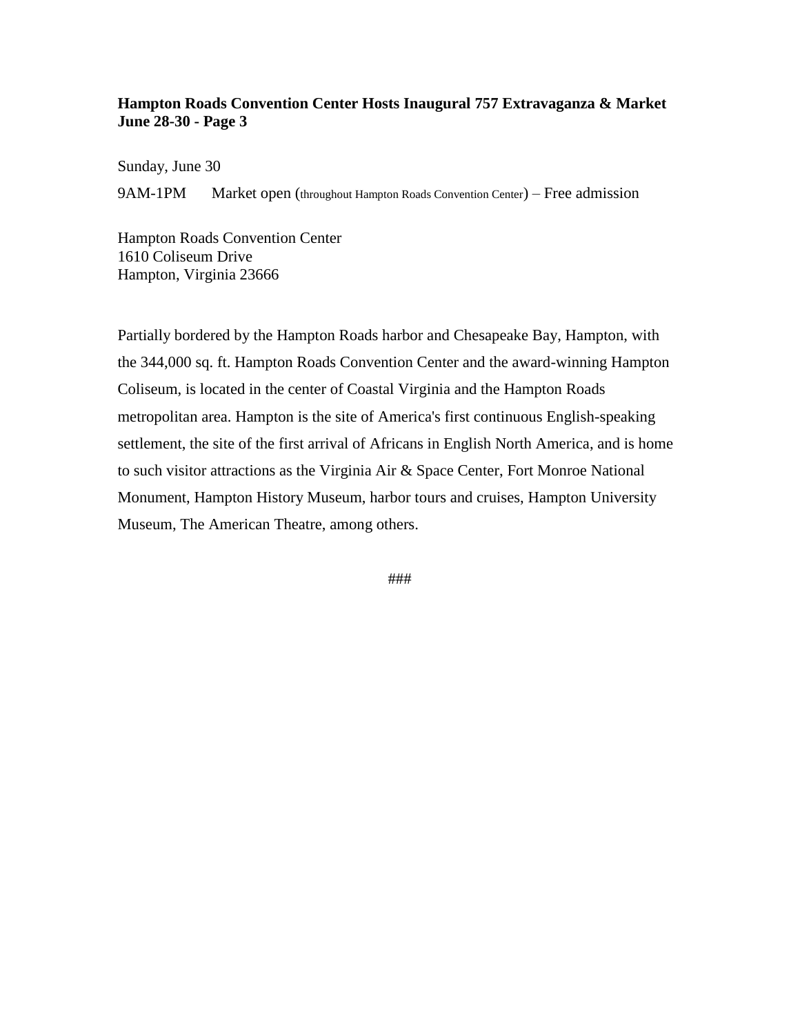**Hampton Roads Convention Center Hosts Inaugural 757 Extravaganza & Market June 28-30 - Page 3**

Sunday, June 30

9AM-1PM Market open (throughout Hampton Roads Convention Center) – Free admission

Hampton Roads Convention Center
1610 Coliseum Drive
Hampton, Virginia 23666

Partially bordered by the Hampton Roads harbor and Chesapeake Bay, Hampton, with the 344,000 sq. ft. Hampton Roads Convention Center and the award-winning Hampton Coliseum, is located in the center of Coastal Virginia and the Hampton Roads metropolitan area. Hampton is the site of America's first continuous English-speaking settlement, the site of the first arrival of Africans in English North America, and is home to such visitor attractions as the Virginia Air & Space Center, Fort Monroe National Monument, Hampton History Museum, harbor tours and cruises, Hampton University Museum, The American Theatre, among others.

###